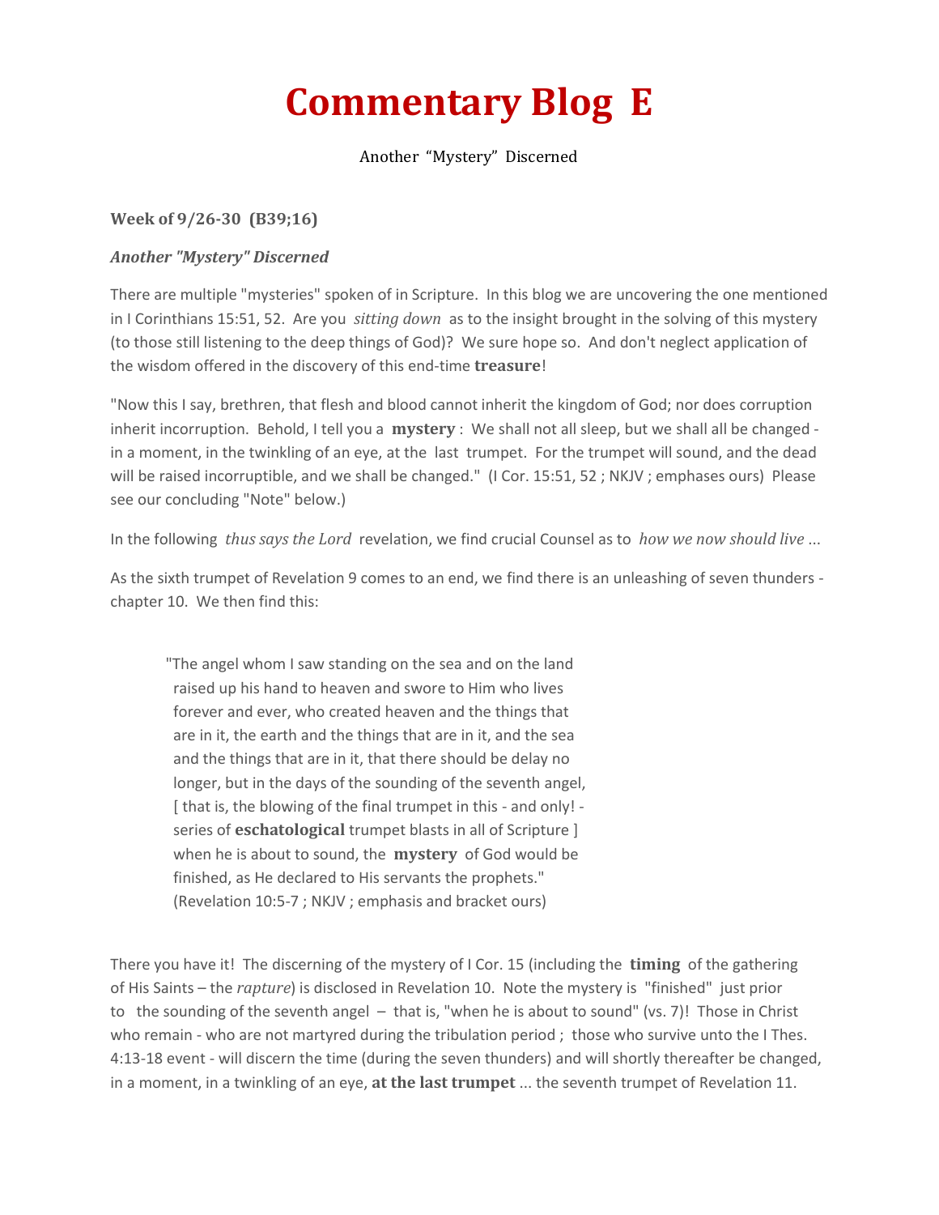# Commentary Blog E

Another "Mystery" Discerned

**Week of 9/26-30 (B39;16)**

***Another "Mystery" Discerned***

There are multiple "mysteries" spoken of in Scripture. In this blog we are uncovering the one mentioned in I Corinthians 15:51, 52. Are you *sitting down* as to the insight brought in the solving of this mystery (to those still listening to the deep things of God)? We sure hope so. And don't neglect application of the wisdom offered in the discovery of this end-time **treasure**!

"Now this I say, brethren, that flesh and blood cannot inherit the kingdom of God; nor does corruption inherit incorruption. Behold, I tell you a **mystery** : We shall not all sleep, but we shall all be changed - in a moment, in the twinkling of an eye, at the last trumpet. For the trumpet will sound, and the dead will be raised incorruptible, and we shall be changed." (I Cor. 15:51, 52 ; NKJV ; emphases ours) Please see our concluding "Note" below.)

In the following *thus says the Lord* revelation, we find crucial Counsel as to *how we now should live* ...

As the sixth trumpet of Revelation 9 comes to an end, we find there is an unleashing of seven thunders - chapter 10. We then find this:

> "The angel whom I saw standing on the sea and on the land raised up his hand to heaven and swore to Him who lives forever and ever, who created heaven and the things that are in it, the earth and the things that are in it, and the sea and the things that are in it, that there should be delay no longer, but in the days of the sounding of the seventh angel, [ that is, the blowing of the final trumpet in this - and only! - series of **eschatological** trumpet blasts in all of Scripture ] when he is about to sound, the **mystery** of God would be finished, as He declared to His servants the prophets." (Revelation 10:5-7 ; NKJV ; emphasis and bracket ours)

There you have it! The discerning of the mystery of I Cor. 15 (including the **timing** of the gathering of His Saints – the *rapture*) is disclosed in Revelation 10. Note the mystery is "finished" just prior to the sounding of the seventh angel – that is, "when he is about to sound" (vs. 7)! Those in Christ who remain - who are not martyred during the tribulation period ; those who survive unto the I Thes. 4:13-18 event - will discern the time (during the seven thunders) and will shortly thereafter be changed, in a moment, in a twinkling of an eye, **at the last trumpet** ... the seventh trumpet of Revelation 11.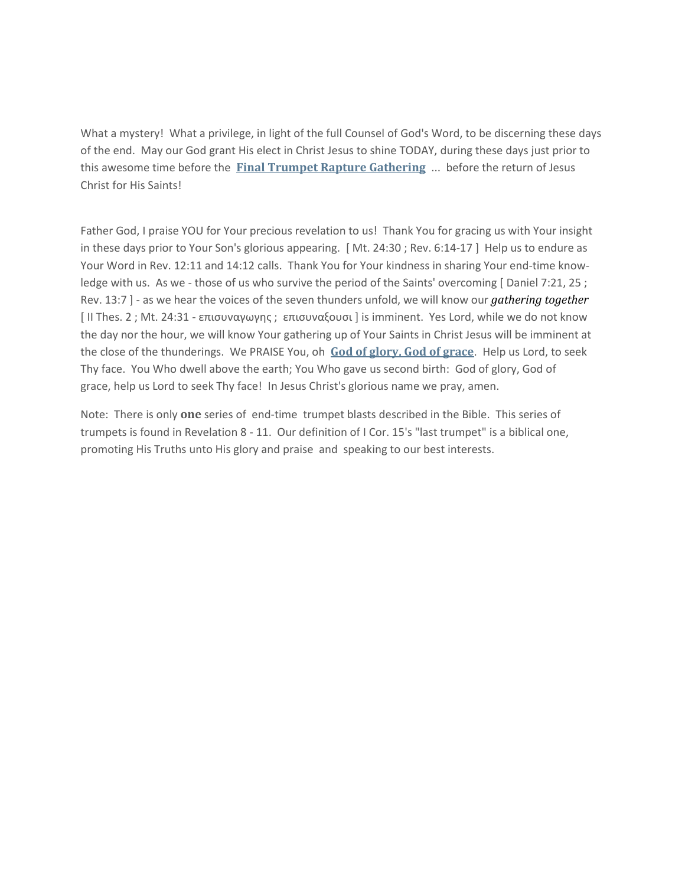What a mystery!  What a privilege, in light of the full Counsel of God's Word, to be discerning these days of the end.  May our God grant His elect in Christ Jesus to shine TODAY, during these days just prior to this awesome time before the  **Final Trumpet Rapture Gathering**  ...  before the return of Jesus Christ for His Saints!

Father God, I praise YOU for Your precious revelation to us!  Thank You for gracing us with Your insight in these days prior to Your Son's glorious appearing.  [ Mt. 24:30 ; Rev. 6:14-17 ]  Help us to endure as Your Word in Rev. 12:11 and 14:12 calls.  Thank You for Your kindness in sharing Your end-time knowledge with us.  As we - those of us who survive the period of the Saints' overcoming [ Daniel 7:21, 25 ; Rev. 13:7 ] - as we hear the voices of the seven thunders unfold, we will know our *gathering together* [ II Thes. 2 ; Mt. 24:31 - επισυναγωγης ;  επισυναξουσι ] is imminent.  Yes Lord, while we do not know the day nor the hour, we will know Your gathering up of Your Saints in Christ Jesus will be imminent at the close of the thunderings.  We PRAISE You, oh  **God of glory, God of grace**.  Help us Lord, to seek Thy face.  You Who dwell above the earth; You Who gave us second birth:  God of glory, God of grace, help us Lord to seek Thy face!  In Jesus Christ's glorious name we pray, amen.

Note:  There is only **one** series of  end-time  trumpet blasts described in the Bible.  This series of trumpets is found in Revelation 8 - 11.  Our definition of I Cor. 15's "last trumpet" is a biblical one, promoting His Truths unto His glory and praise  and  speaking to our best interests.